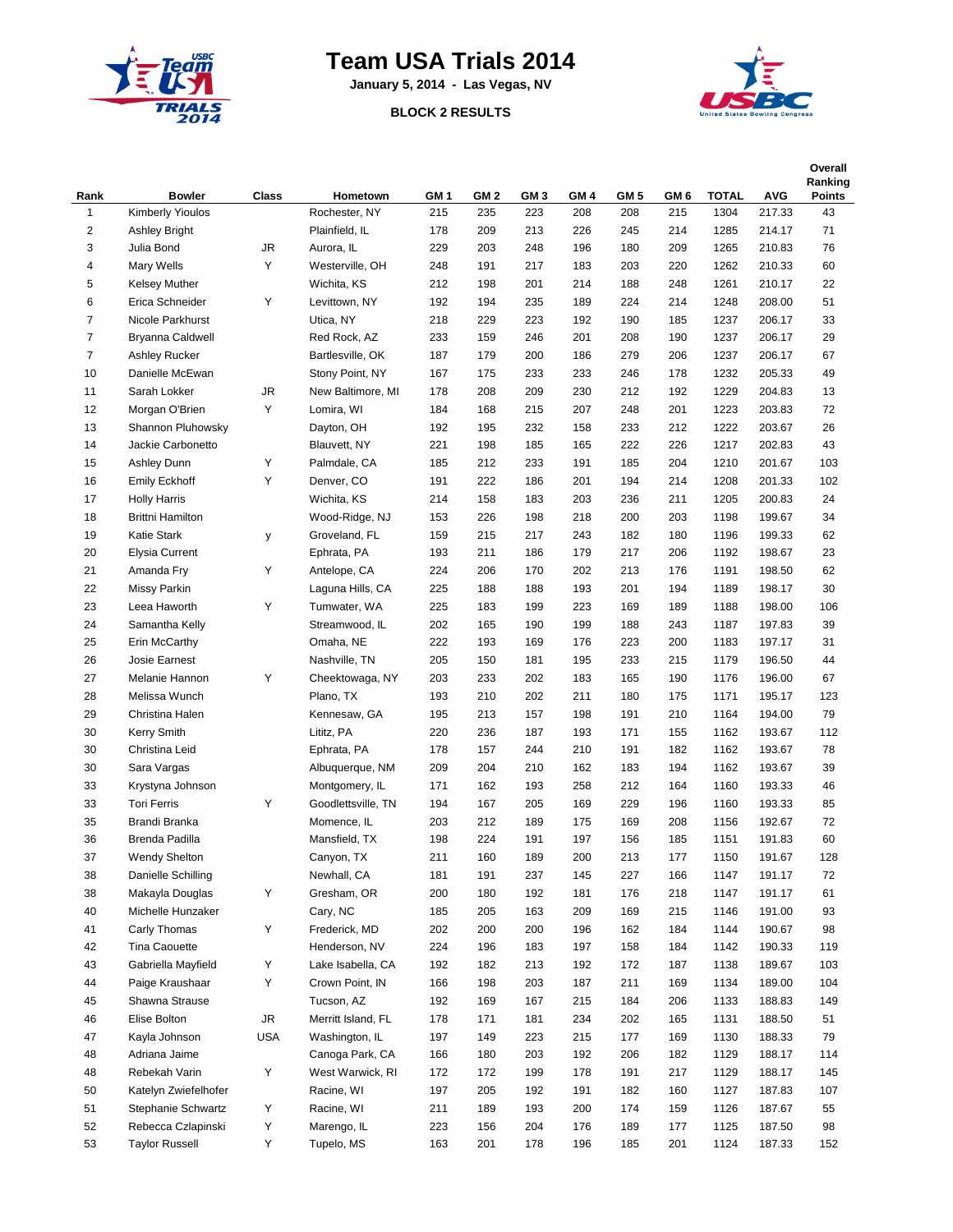# Team USA Trials 2014

**January 5, 2014 - Las Vegas, NV**

**BLOCK 2 RESULTS**

| Rank | Bowler | Class | Hometown | GM 1 | GM 2 | GM 3 | GM 4 | GM 5 | GM 6 | TOTAL | AVG | Overall Ranking Points |
|---|---|---|---|---|---|---|---|---|---|---|---|---|
| 1 | Kimberly Yioulos | | Rochester, NY | 215 | 235 | 223 | 208 | 208 | 215 | 1304 | 217.33 | 43 |
| 2 | Ashley Bright | | Plainfield, IL | 178 | 209 | 213 | 226 | 245 | 214 | 1285 | 214.17 | 71 |
| 3 | Julia Bond | JR | Aurora, IL | 229 | 203 | 248 | 196 | 180 | 209 | 1265 | 210.83 | 76 |
| 4 | Mary Wells | Y | Westerville, OH | 248 | 191 | 217 | 183 | 203 | 220 | 1262 | 210.33 | 60 |
| 5 | Kelsey Muther | | Wichita, KS | 212 | 198 | 201 | 214 | 188 | 248 | 1261 | 210.17 | 22 |
| 6 | Erica Schneider | Y | Levittown, NY | 192 | 194 | 235 | 189 | 224 | 214 | 1248 | 208.00 | 51 |
| 7 | Nicole Parkhurst | | Utica, NY | 218 | 229 | 223 | 192 | 190 | 185 | 1237 | 206.17 | 33 |
| 7 | Bryanna Caldwell | | Red Rock, AZ | 233 | 159 | 246 | 201 | 208 | 190 | 1237 | 206.17 | 29 |
| 7 | Ashley Rucker | | Bartlesville, OK | 187 | 179 | 200 | 186 | 279 | 206 | 1237 | 206.17 | 67 |
| 10 | Danielle McEwan | | Stony Point, NY | 167 | 175 | 233 | 233 | 246 | 178 | 1232 | 205.33 | 49 |
| 11 | Sarah Lokker | JR | New Baltimore, MI | 178 | 208 | 209 | 230 | 212 | 192 | 1229 | 204.83 | 13 |
| 12 | Morgan O'Brien | Y | Lomira, WI | 184 | 168 | 215 | 207 | 248 | 201 | 1223 | 203.83 | 72 |
| 13 | Shannon Pluhowsky | | Dayton, OH | 192 | 195 | 232 | 158 | 233 | 212 | 1222 | 203.67 | 26 |
| 14 | Jackie Carbonetto | | Blauvett, NY | 221 | 198 | 185 | 165 | 222 | 226 | 1217 | 202.83 | 43 |
| 15 | Ashley Dunn | Y | Palmdale, CA | 185 | 212 | 233 | 191 | 185 | 204 | 1210 | 201.67 | 103 |
| 16 | Emily Eckhoff | Y | Denver, CO | 191 | 222 | 186 | 201 | 194 | 214 | 1208 | 201.33 | 102 |
| 17 | Holly Harris | | Wichita, KS | 214 | 158 | 183 | 203 | 236 | 211 | 1205 | 200.83 | 24 |
| 18 | Brittni Hamilton | | Wood-Ridge, NJ | 153 | 226 | 198 | 218 | 200 | 203 | 1198 | 199.67 | 34 |
| 19 | Katie Stark | y | Groveland, FL | 159 | 215 | 217 | 243 | 182 | 180 | 1196 | 199.33 | 62 |
| 20 | Elysia Current | | Ephrata, PA | 193 | 211 | 186 | 179 | 217 | 206 | 1192 | 198.67 | 23 |
| 21 | Amanda Fry | Y | Antelope, CA | 224 | 206 | 170 | 202 | 213 | 176 | 1191 | 198.50 | 62 |
| 22 | Missy Parkin | | Laguna Hills, CA | 225 | 188 | 188 | 193 | 201 | 194 | 1189 | 198.17 | 30 |
| 23 | Leea Haworth | Y | Tumwater, WA | 225 | 183 | 199 | 223 | 169 | 189 | 1188 | 198.00 | 106 |
| 24 | Samantha Kelly | | Streamwood, IL | 202 | 165 | 190 | 199 | 188 | 243 | 1187 | 197.83 | 39 |
| 25 | Erin McCarthy | | Omaha, NE | 222 | 193 | 169 | 176 | 223 | 200 | 1183 | 197.17 | 31 |
| 26 | Josie Earnest | | Nashville, TN | 205 | 150 | 181 | 195 | 233 | 215 | 1179 | 196.50 | 44 |
| 27 | Melanie Hannon | Y | Cheektowaga, NY | 203 | 233 | 202 | 183 | 165 | 190 | 1176 | 196.00 | 67 |
| 28 | Melissa Wunch | | Plano, TX | 193 | 210 | 202 | 211 | 180 | 175 | 1171 | 195.17 | 123 |
| 29 | Christina Halen | | Kennesaw, GA | 195 | 213 | 157 | 198 | 191 | 210 | 1164 | 194.00 | 79 |
| 30 | Kerry Smith | | Lititz, PA | 220 | 236 | 187 | 193 | 171 | 155 | 1162 | 193.67 | 112 |
| 30 | Christina Leid | | Ephrata, PA | 178 | 157 | 244 | 210 | 191 | 182 | 1162 | 193.67 | 78 |
| 30 | Sara Vargas | | Albuquerque, NM | 209 | 204 | 210 | 162 | 183 | 194 | 1162 | 193.67 | 39 |
| 33 | Krystyna Johnson | | Montgomery, IL | 171 | 162 | 193 | 258 | 212 | 164 | 1160 | 193.33 | 46 |
| 33 | Tori Ferris | Y | Goodlettsville, TN | 194 | 167 | 205 | 169 | 229 | 196 | 1160 | 193.33 | 85 |
| 35 | Brandi Branka | | Momence, IL | 203 | 212 | 189 | 175 | 169 | 208 | 1156 | 192.67 | 72 |
| 36 | Brenda Padilla | | Mansfield, TX | 198 | 224 | 191 | 197 | 156 | 185 | 1151 | 191.83 | 60 |
| 37 | Wendy Shelton | | Canyon, TX | 211 | 160 | 189 | 200 | 213 | 177 | 1150 | 191.67 | 128 |
| 38 | Danielle Schilling | | Newhall, CA | 181 | 191 | 237 | 145 | 227 | 166 | 1147 | 191.17 | 72 |
| 38 | Makayla Douglas | Y | Gresham, OR | 200 | 180 | 192 | 181 | 176 | 218 | 1147 | 191.17 | 61 |
| 40 | Michelle Hunzaker | | Cary, NC | 185 | 205 | 163 | 209 | 169 | 215 | 1146 | 191.00 | 93 |
| 41 | Carly Thomas | Y | Frederick, MD | 202 | 200 | 200 | 196 | 162 | 184 | 1144 | 190.67 | 98 |
| 42 | Tina Caouette | | Henderson, NV | 224 | 196 | 183 | 197 | 158 | 184 | 1142 | 190.33 | 119 |
| 43 | Gabriella Mayfield | Y | Lake Isabella, CA | 192 | 182 | 213 | 192 | 172 | 187 | 1138 | 189.67 | 103 |
| 44 | Paige Kraushaar | Y | Crown Point, IN | 166 | 198 | 203 | 187 | 211 | 169 | 1134 | 189.00 | 104 |
| 45 | Shawna Strause | | Tucson, AZ | 192 | 169 | 167 | 215 | 184 | 206 | 1133 | 188.83 | 149 |
| 46 | Elise Bolton | JR | Merritt Island, FL | 178 | 171 | 181 | 234 | 202 | 165 | 1131 | 188.50 | 51 |
| 47 | Kayla Johnson | USA | Washington, IL | 197 | 149 | 223 | 215 | 177 | 169 | 1130 | 188.33 | 79 |
| 48 | Adriana Jaime | | Canoga Park, CA | 166 | 180 | 203 | 192 | 206 | 182 | 1129 | 188.17 | 114 |
| 48 | Rebekah Varin | Y | West Warwick, RI | 172 | 172 | 199 | 178 | 191 | 217 | 1129 | 188.17 | 145 |
| 50 | Katelyn Zwiefelhofer | | Racine, WI | 197 | 205 | 192 | 191 | 182 | 160 | 1127 | 187.83 | 107 |
| 51 | Stephanie Schwartz | Y | Racine, WI | 211 | 189 | 193 | 200 | 174 | 159 | 1126 | 187.67 | 55 |
| 52 | Rebecca Czlapinski | Y | Marengo, IL | 223 | 156 | 204 | 176 | 189 | 177 | 1125 | 187.50 | 98 |
| 53 | Taylor Russell | Y | Tupelo, MS | 163 | 201 | 178 | 196 | 185 | 201 | 1124 | 187.33 | 152 |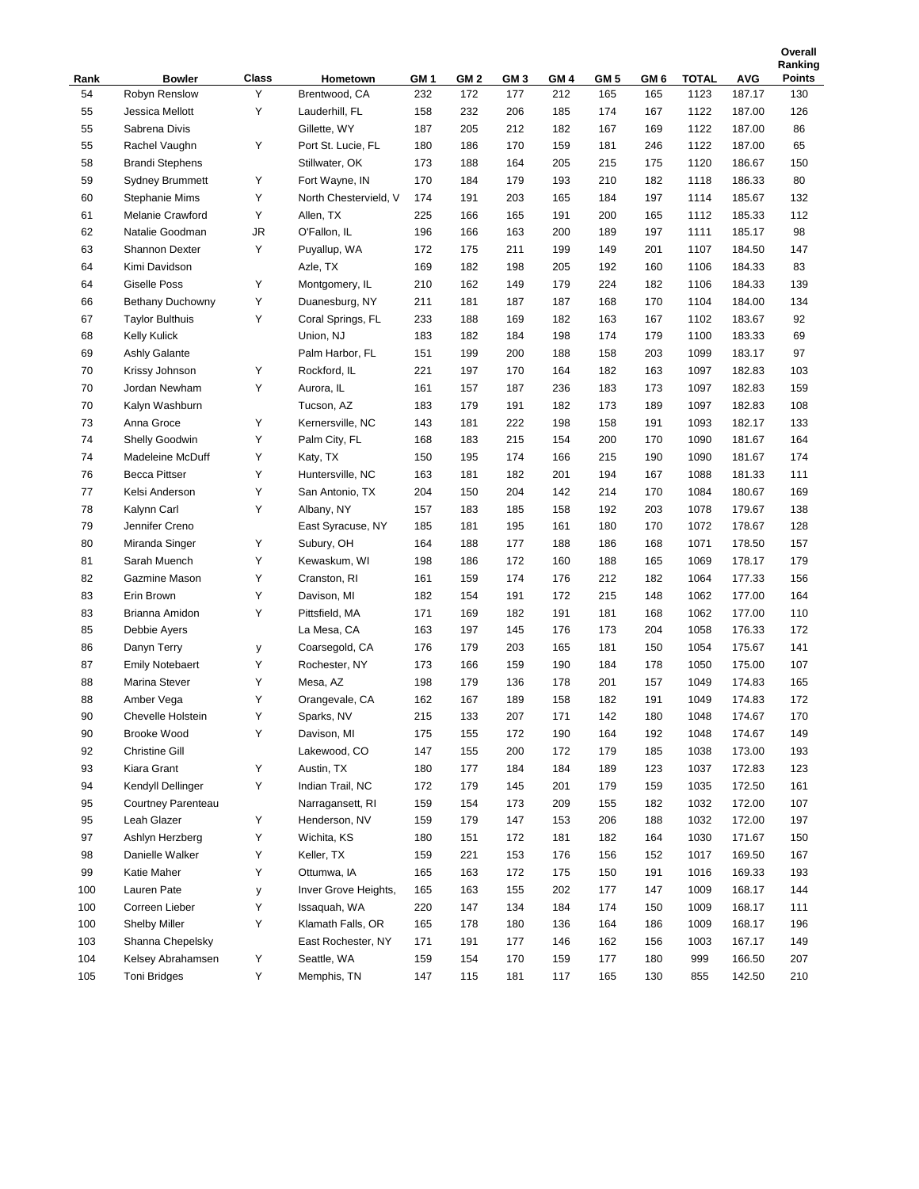| Rank | Bowler | Class | Hometown | GM 1 | GM 2 | GM 3 | GM 4 | GM 5 | GM 6 | TOTAL | AVG | Overall Ranking Points |
|---|---|---|---|---|---|---|---|---|---|---|---|---|
| 54 | Robyn Renslow | Y | Brentwood, CA | 232 | 172 | 177 | 212 | 165 | 165 | 1123 | 187.17 | 130 |
| 55 | Jessica Mellott | Y | Lauderhill, FL | 158 | 232 | 206 | 185 | 174 | 167 | 1122 | 187.00 | 126 |
| 55 | Sabrena Divis | | Gillette, WY | 187 | 205 | 212 | 182 | 167 | 169 | 1122 | 187.00 | 86 |
| 55 | Rachel Vaughn | Y | Port St. Lucie, FL | 180 | 186 | 170 | 159 | 181 | 246 | 1122 | 187.00 | 65 |
| 58 | Brandi Stephens | | Stillwater, OK | 173 | 188 | 164 | 205 | 215 | 175 | 1120 | 186.67 | 150 |
| 59 | Sydney Brummett | Y | Fort Wayne, IN | 170 | 184 | 179 | 193 | 210 | 182 | 1118 | 186.33 | 80 |
| 60 | Stephanie Mims | Y | North Chestervield, V | 174 | 191 | 203 | 165 | 184 | 197 | 1114 | 185.67 | 132 |
| 61 | Melanie Crawford | Y | Allen, TX | 225 | 166 | 165 | 191 | 200 | 165 | 1112 | 185.33 | 112 |
| 62 | Natalie Goodman | JR | O'Fallon, IL | 196 | 166 | 163 | 200 | 189 | 197 | 1111 | 185.17 | 98 |
| 63 | Shannon Dexter | Y | Puyallup, WA | 172 | 175 | 211 | 199 | 149 | 201 | 1107 | 184.50 | 147 |
| 64 | Kimi Davidson | | Azle, TX | 169 | 182 | 198 | 205 | 192 | 160 | 1106 | 184.33 | 83 |
| 64 | Giselle Poss | Y | Montgomery, IL | 210 | 162 | 149 | 179 | 224 | 182 | 1106 | 184.33 | 139 |
| 66 | Bethany Duchowny | Y | Duanesburg, NY | 211 | 181 | 187 | 187 | 168 | 170 | 1104 | 184.00 | 134 |
| 67 | Taylor Bulthuis | Y | Coral Springs, FL | 233 | 188 | 169 | 182 | 163 | 167 | 1102 | 183.67 | 92 |
| 68 | Kelly Kulick | | Union, NJ | 183 | 182 | 184 | 198 | 174 | 179 | 1100 | 183.33 | 69 |
| 69 | Ashly Galante | | Palm Harbor, FL | 151 | 199 | 200 | 188 | 158 | 203 | 1099 | 183.17 | 97 |
| 70 | Krissy Johnson | Y | Rockford, IL | 221 | 197 | 170 | 164 | 182 | 163 | 1097 | 182.83 | 103 |
| 70 | Jordan Newham | Y | Aurora, IL | 161 | 157 | 187 | 236 | 183 | 173 | 1097 | 182.83 | 159 |
| 70 | Kalyn Washburn | | Tucson, AZ | 183 | 179 | 191 | 182 | 173 | 189 | 1097 | 182.83 | 108 |
| 73 | Anna Groce | Y | Kernersville, NC | 143 | 181 | 222 | 198 | 158 | 191 | 1093 | 182.17 | 133 |
| 74 | Shelly Goodwin | Y | Palm City, FL | 168 | 183 | 215 | 154 | 200 | 170 | 1090 | 181.67 | 164 |
| 74 | Madeleine McDuff | Y | Katy, TX | 150 | 195 | 174 | 166 | 215 | 190 | 1090 | 181.67 | 174 |
| 76 | Becca Pittser | Y | Huntersville, NC | 163 | 181 | 182 | 201 | 194 | 167 | 1088 | 181.33 | 111 |
| 77 | Kelsi Anderson | Y | San Antonio, TX | 204 | 150 | 204 | 142 | 214 | 170 | 1084 | 180.67 | 169 |
| 78 | Kalynn Carl | Y | Albany, NY | 157 | 183 | 185 | 158 | 192 | 203 | 1078 | 179.67 | 138 |
| 79 | Jennifer Creno | | East Syracuse, NY | 185 | 181 | 195 | 161 | 180 | 170 | 1072 | 178.67 | 128 |
| 80 | Miranda Singer | Y | Subury, OH | 164 | 188 | 177 | 188 | 186 | 168 | 1071 | 178.50 | 157 |
| 81 | Sarah Muench | Y | Kewaskum, WI | 198 | 186 | 172 | 160 | 188 | 165 | 1069 | 178.17 | 179 |
| 82 | Gazmine Mason | Y | Cranston, RI | 161 | 159 | 174 | 176 | 212 | 182 | 1064 | 177.33 | 156 |
| 83 | Erin Brown | Y | Davison, MI | 182 | 154 | 191 | 172 | 215 | 148 | 1062 | 177.00 | 164 |
| 83 | Brianna Amidon | Y | Pittsfield, MA | 171 | 169 | 182 | 191 | 181 | 168 | 1062 | 177.00 | 110 |
| 85 | Debbie Ayers | | La Mesa, CA | 163 | 197 | 145 | 176 | 173 | 204 | 1058 | 176.33 | 172 |
| 86 | Danyn Terry | y | Coarsegold, CA | 176 | 179 | 203 | 165 | 181 | 150 | 1054 | 175.67 | 141 |
| 87 | Emily Notebaert | Y | Rochester, NY | 173 | 166 | 159 | 190 | 184 | 178 | 1050 | 175.00 | 107 |
| 88 | Marina Stever | Y | Mesa, AZ | 198 | 179 | 136 | 178 | 201 | 157 | 1049 | 174.83 | 165 |
| 88 | Amber Vega | Y | Orangevale, CA | 162 | 167 | 189 | 158 | 182 | 191 | 1049 | 174.83 | 172 |
| 90 | Chevelle Holstein | Y | Sparks, NV | 215 | 133 | 207 | 171 | 142 | 180 | 1048 | 174.67 | 170 |
| 90 | Brooke Wood | Y | Davison, MI | 175 | 155 | 172 | 190 | 164 | 192 | 1048 | 174.67 | 149 |
| 92 | Christine Gill | | Lakewood, CO | 147 | 155 | 200 | 172 | 179 | 185 | 1038 | 173.00 | 193 |
| 93 | Kiara Grant | Y | Austin, TX | 180 | 177 | 184 | 184 | 189 | 123 | 1037 | 172.83 | 123 |
| 94 | Kendyll Dellinger | Y | Indian Trail, NC | 172 | 179 | 145 | 201 | 179 | 159 | 1035 | 172.50 | 161 |
| 95 | Courtney Parenteau | | Narragansett, RI | 159 | 154 | 173 | 209 | 155 | 182 | 1032 | 172.00 | 107 |
| 95 | Leah Glazer | Y | Henderson, NV | 159 | 179 | 147 | 153 | 206 | 188 | 1032 | 172.00 | 197 |
| 97 | Ashlyn Herzberg | Y | Wichita, KS | 180 | 151 | 172 | 181 | 182 | 164 | 1030 | 171.67 | 150 |
| 98 | Danielle Walker | Y | Keller, TX | 159 | 221 | 153 | 176 | 156 | 152 | 1017 | 169.50 | 167 |
| 99 | Katie Maher | Y | Ottumwa, IA | 165 | 163 | 172 | 175 | 150 | 191 | 1016 | 169.33 | 193 |
| 100 | Lauren Pate | y | Inver Grove Heights, | 165 | 163 | 155 | 202 | 177 | 147 | 1009 | 168.17 | 144 |
| 100 | Correen Lieber | Y | Issaquah, WA | 220 | 147 | 134 | 184 | 174 | 150 | 1009 | 168.17 | 111 |
| 100 | Shelby Miller | Y | Klamath Falls, OR | 165 | 178 | 180 | 136 | 164 | 186 | 1009 | 168.17 | 196 |
| 103 | Shanna Chepelsky | | East Rochester, NY | 171 | 191 | 177 | 146 | 162 | 156 | 1003 | 167.17 | 149 |
| 104 | Kelsey Abrahamsen | Y | Seattle, WA | 159 | 154 | 170 | 159 | 177 | 180 | 999 | 166.50 | 207 |
| 105 | Toni Bridges | Y | Memphis, TN | 147 | 115 | 181 | 117 | 165 | 130 | 855 | 142.50 | 210 |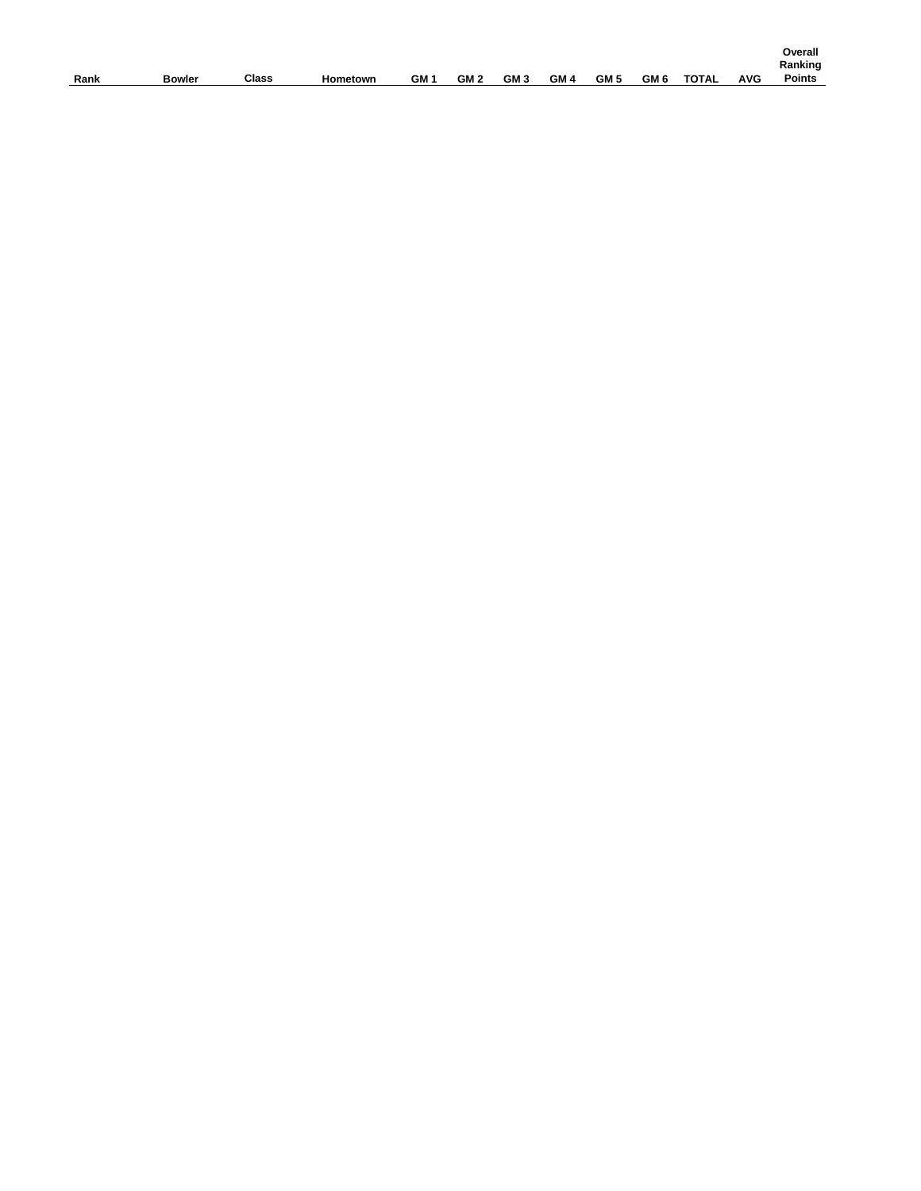| Rank | Bowler | Class | Hometown | GM 1 | GM 2 | GM 3 | GM 4 | GM 5 | GM 6 | TOTAL | AVG | Overall Ranking Points |
|---|---|---|---|---|---|---|---|---|---|---|---|---|